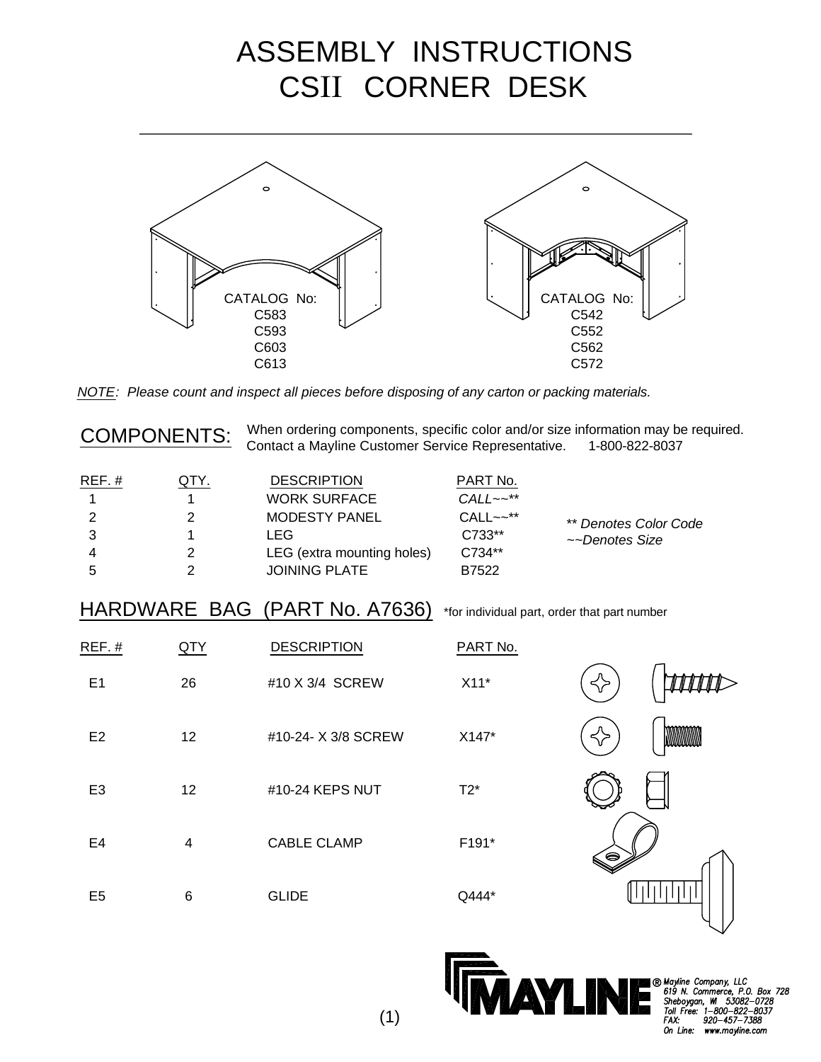# ASSEMBLY INSTRUCTIONS
# CSII CORNER DESK

CATALOG No:
C583
C593
C603
C613

CATALOG No:
C542
C552
C562
C572

*NOTE: Please count and inspect all pieces before disposing of any carton or packing materials.*

## COMPONENTS:

When ordering components, specific color and/or size information may be required. Contact a Mayline Customer Service Representative. 1-800-822-8037

| REF. # | QTY. | DESCRIPTION | PART No. |
|---|---|---|---|
| 1 | 1 | WORK SURFACE | *CALL~~\** |
| 2 | 2 | MODESTY PANEL | CALL~~** |
| 3 | 1 | LEG | C733** |
| 4 | 2 | LEG (extra mounting holes) | C734** |
| 5 | 2 | JOINING PLATE | B7522 |

*\*\* Denotes Color Code*
*~~Denotes Size*

## HARDWARE BAG (PART No. A7636)

*for individual part, order that part number

| REF. # | QTY | DESCRIPTION | PART No. |
|---|---|---|---|
| E1 | 26 | #10 X 3/4 SCREW | X11* |
| E2 | 12 | #10-24- X 3/8 SCREW | X147* |
| E3 | 12 | #10-24 KEPS NUT | T2* |
| E4 | 4 | CABLE CLAMP | F191* |
| E5 | 6 | GLIDE | Q444* |

MAYLINE®
*Mayline Company, LLC*
*619 N. Commerce, P.O. Box 728*
*Sheboygan, WI 53082-0728*
*Toll Free: 1-800-822-8037*
*FAX: 920-457-7388*
*On Line: www.mayline.com*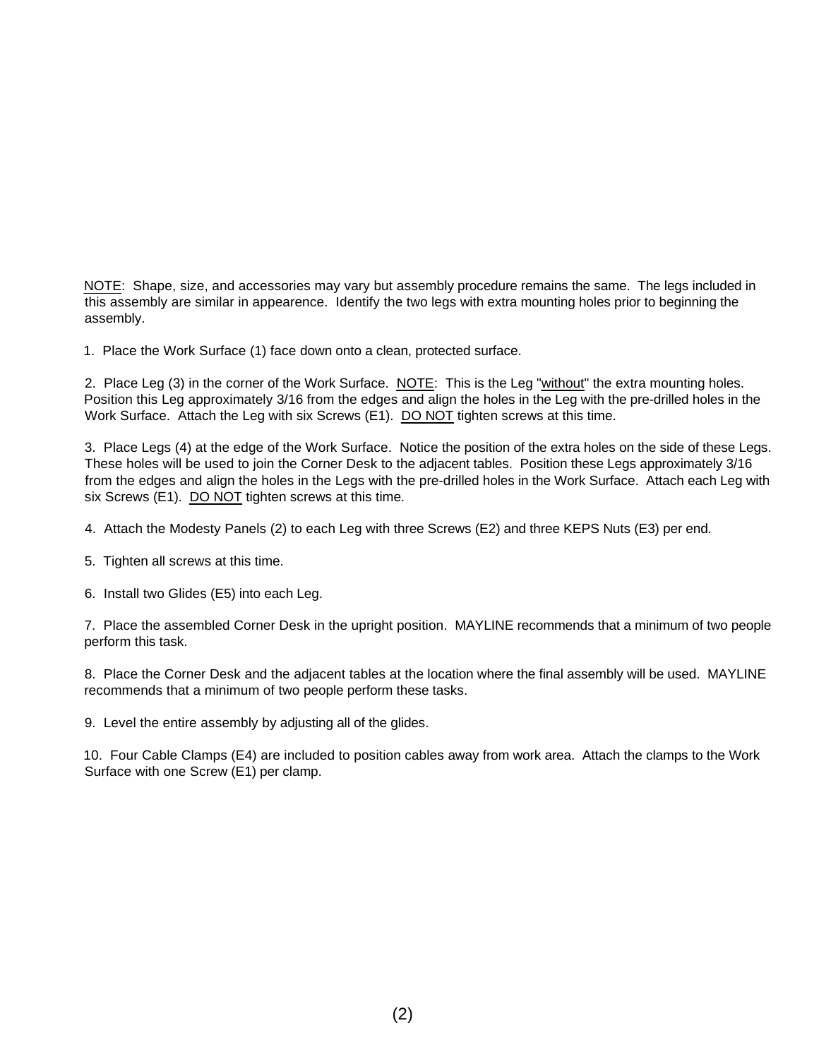NOTE: Shape, size, and accessories may vary but assembly procedure remains the same. The legs included in this assembly are similar in appearence. Identify the two legs with extra mounting holes prior to beginning the assembly.

1. Place the Work Surface (1) face down onto a clean, protected surface.

2. Place Leg (3) in the corner of the Work Surface. NOTE: This is the Leg "without" the extra mounting holes. Position this Leg approximately 3/16 from the edges and align the holes in the Leg with the pre-drilled holes in the Work Surface. Attach the Leg with six Screws (E1). DO NOT tighten screws at this time.

3. Place Legs (4) at the edge of the Work Surface. Notice the position of the extra holes on the side of these Legs. These holes will be used to join the Corner Desk to the adjacent tables. Position these Legs approximately 3/16 from the edges and align the holes in the Legs with the pre-drilled holes in the Work Surface. Attach each Leg with six Screws (E1). DO NOT tighten screws at this time.

4. Attach the Modesty Panels (2) to each Leg with three Screws (E2) and three KEPS Nuts (E3) per end.

5. Tighten all screws at this time.

6. Install two Glides (E5) into each Leg.

7. Place the assembled Corner Desk in the upright position. MAYLINE recommends that a minimum of two people perform this task.

8. Place the Corner Desk and the adjacent tables at the location where the final assembly will be used. MAYLINE recommends that a minimum of two people perform these tasks.

9. Level the entire assembly by adjusting all of the glides.

10. Four Cable Clamps (E4) are included to position cables away from work area. Attach the clamps to the Work Surface with one Screw (E1) per clamp.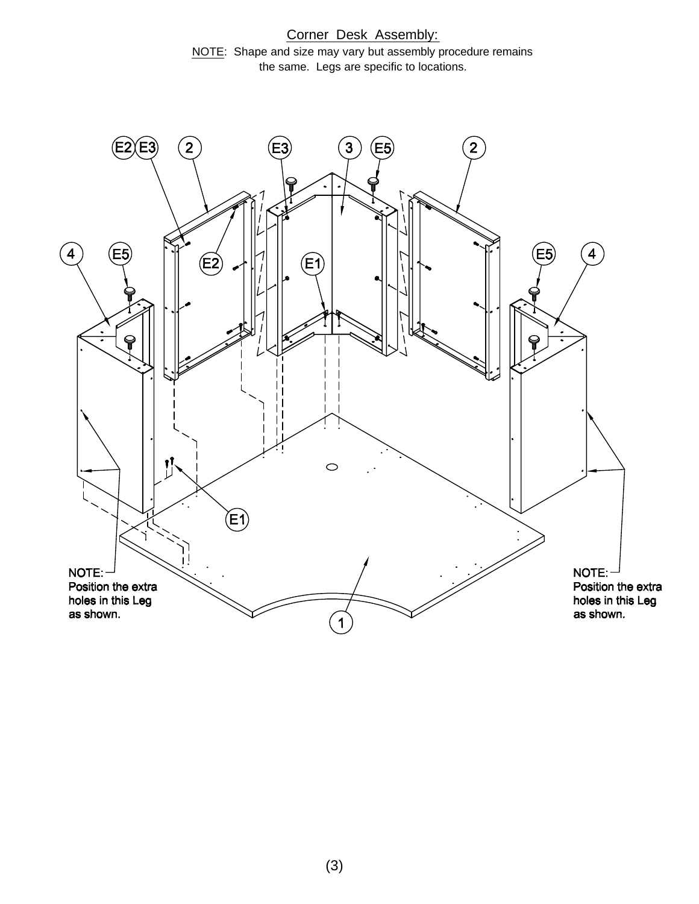# Corner Desk Assembly:

NOTE: Shape and size may vary but assembly procedure remains the same. Legs are specific to locations.

E2 E3 2 E3 3 E5 2

4 E5 E2 E1 E5 4

E1

NOTE:
Position the extra holes in this Leg as shown.

1

NOTE:
Position the extra holes in this Leg as shown.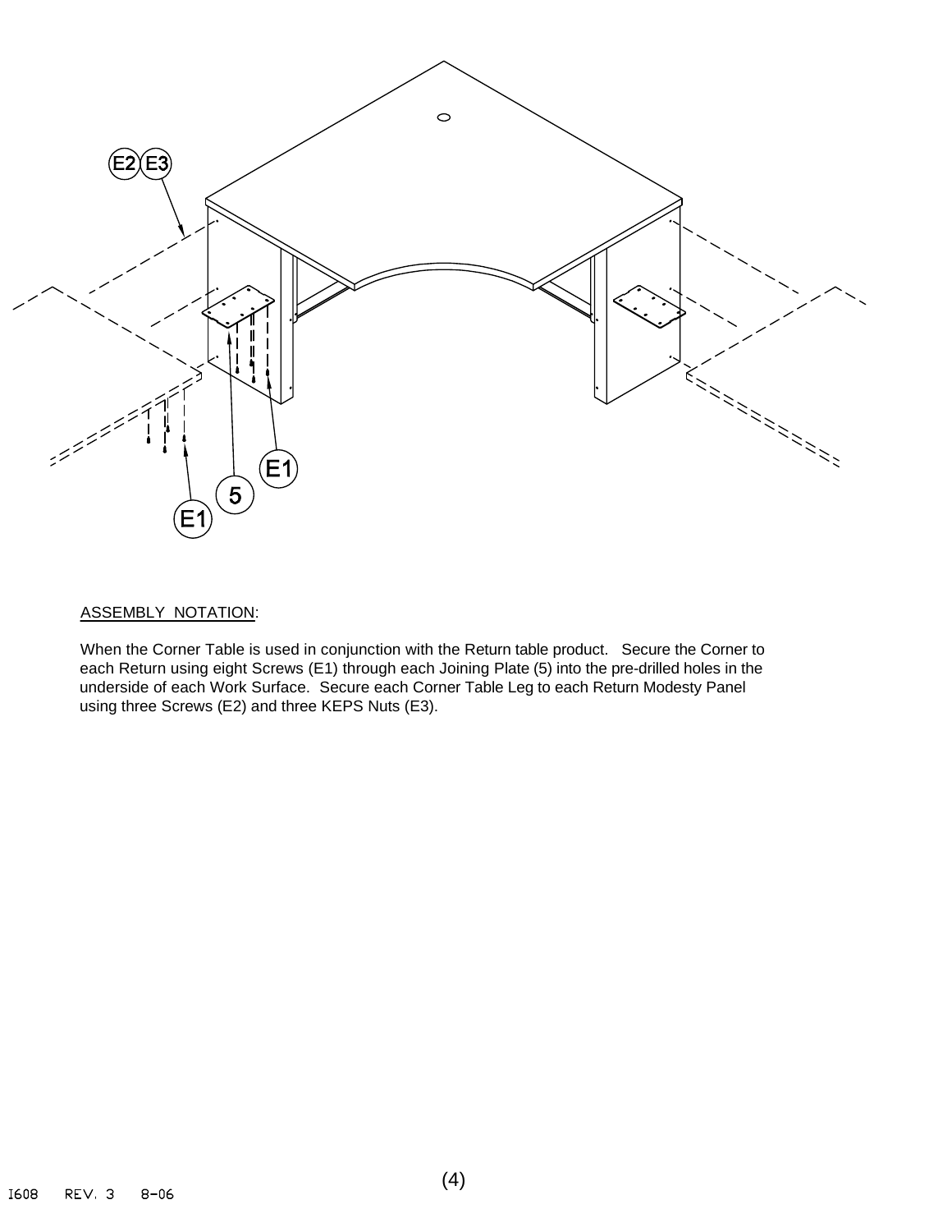E2 E3

E1

5

E1

ASSEMBLY NOTATION:

When the Corner Table is used in conjunction with the Return table product. Secure the Corner to each Return using eight Screws (E1) through each Joining Plate (5) into the pre-drilled holes in the underside of each Work Surface. Secure each Corner Table Leg to each Return Modesty Panel using three Screws (E2) and three KEPS Nuts (E3).

I608 REV. 3 8-06